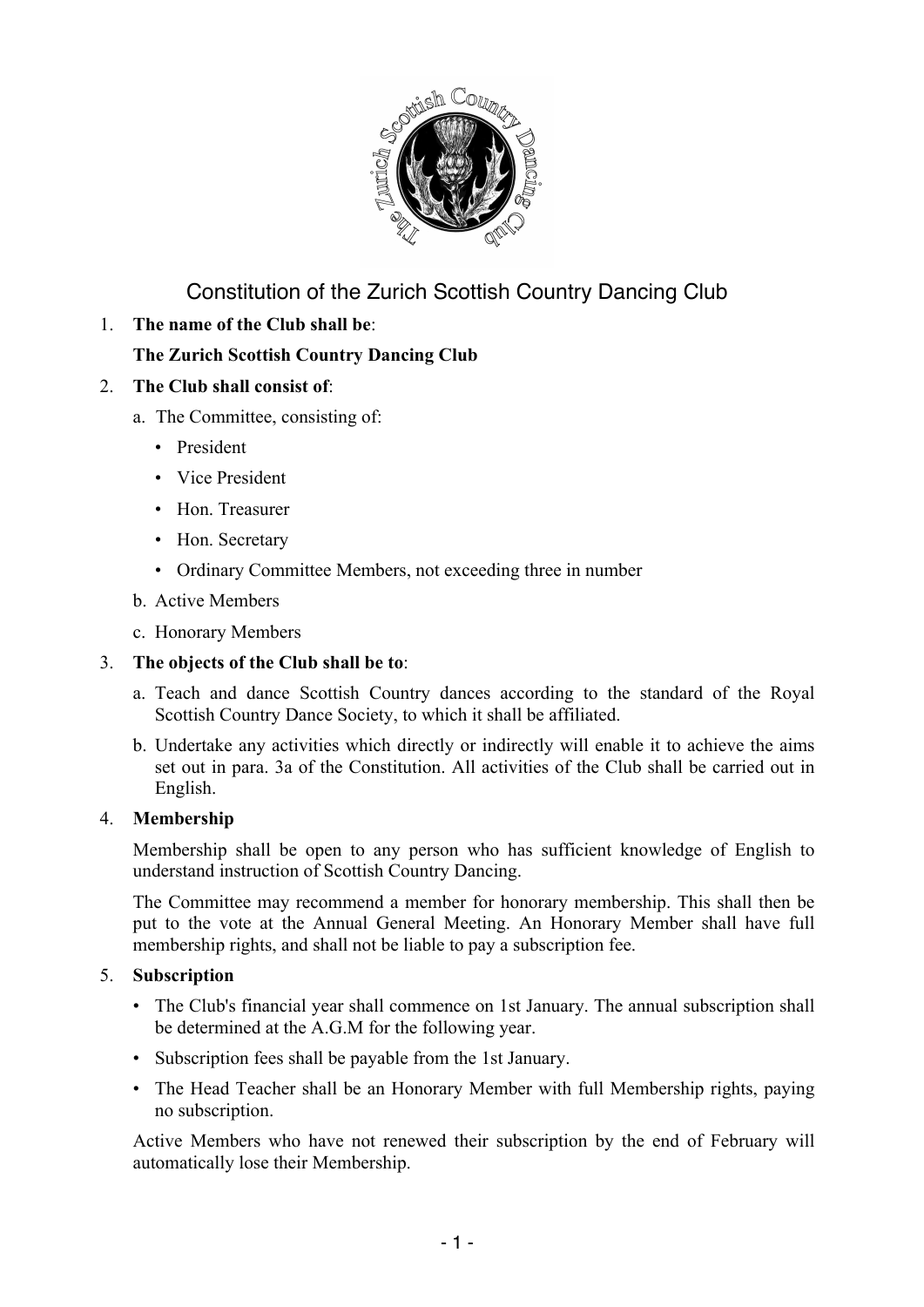# Constitution of the Zurich Scottish Country Dancing Club

1. **The name of the Club shall be**:

   **The Zurich Scottish Country Dancing Club**

2. **The Club shall consist of**:

   a. The Committee, consisting of:

      - President
      - Vice President
      - Hon. Treasurer
      - Hon. Secretary
      - Ordinary Committee Members, not exceeding three in number

   b. Active Members

   c. Honorary Members

3. **The objects of the Club shall be to**:

   a. Teach and dance Scottish Country dances according to the standard of the Royal Scottish Country Dance Society, to which it shall be affiliated.

   b. Undertake any activities which directly or indirectly will enable it to achieve the aims set out in para. 3a of the Constitution. All activities of the Club shall be carried out in English.

4. **Membership**

   Membership shall be open to any person who has sufficient knowledge of English to understand instruction of Scottish Country Dancing.

   The Committee may recommend a member for honorary membership. This shall then be put to the vote at the Annual General Meeting. An Honorary Member shall have full membership rights, and shall not be liable to pay a subscription fee.

5. **Subscription**

   - The Club's financial year shall commence on 1st January. The annual subscription shall be determined at the A.G.M for the following year.
   - Subscription fees shall be payable from the 1st January.
   - The Head Teacher shall be an Honorary Member with full Membership rights, paying no subscription.

   Active Members who have not renewed their subscription by the end of February will automatically lose their Membership.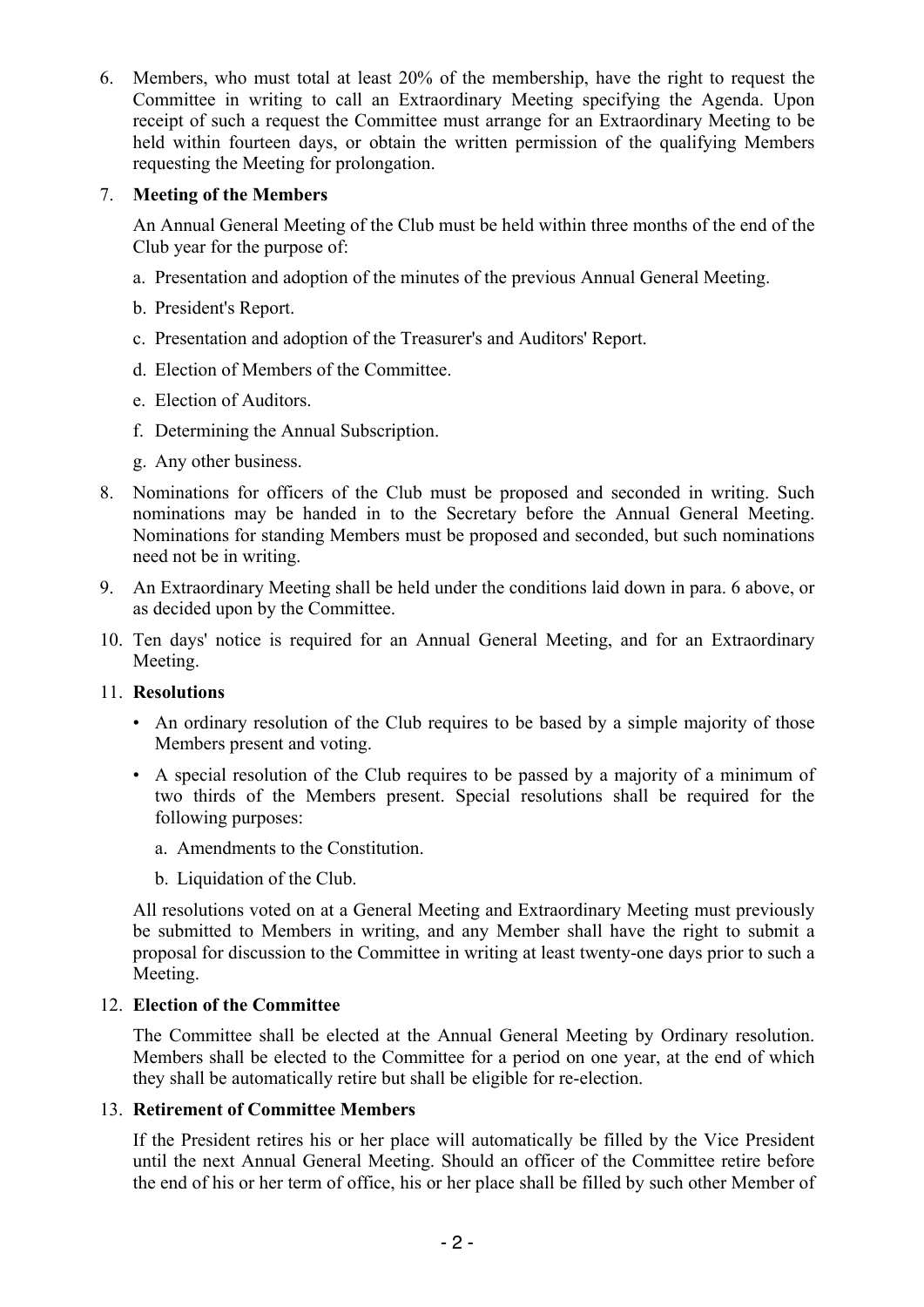6. Members, who must total at least 20% of the membership, have the right to request the Committee in writing to call an Extraordinary Meeting specifying the Agenda. Upon receipt of such a request the Committee must arrange for an Extraordinary Meeting to be held within fourteen days, or obtain the written permission of the qualifying Members requesting the Meeting for prolongation.

7. **Meeting of the Members**

   An Annual General Meeting of the Club must be held within three months of the end of the Club year for the purpose of:

   a. Presentation and adoption of the minutes of the previous Annual General Meeting.

   b. President's Report.

   c. Presentation and adoption of the Treasurer's and Auditors' Report.

   d. Election of Members of the Committee.

   e. Election of Auditors.

   f. Determining the Annual Subscription.

   g. Any other business.

8. Nominations for officers of the Club must be proposed and seconded in writing. Such nominations may be handed in to the Secretary before the Annual General Meeting. Nominations for standing Members must be proposed and seconded, but such nominations need not be in writing.

9. An Extraordinary Meeting shall be held under the conditions laid down in para. 6 above, or as decided upon by the Committee.

10. Ten days' notice is required for an Annual General Meeting, and for an Extraordinary Meeting.

11. **Resolutions**

   - An ordinary resolution of the Club requires to be based by a simple majority of those Members present and voting.
   - A special resolution of the Club requires to be passed by a majority of a minimum of two thirds of the Members present. Special resolutions shall be required for the following purposes:

     a. Amendments to the Constitution.

     b. Liquidation of the Club.

   All resolutions voted on at a General Meeting and Extraordinary Meeting must previously be submitted to Members in writing, and any Member shall have the right to submit a proposal for discussion to the Committee in writing at least twenty-one days prior to such a Meeting.

12. **Election of the Committee**

   The Committee shall be elected at the Annual General Meeting by Ordinary resolution. Members shall be elected to the Committee for a period on one year, at the end of which they shall be automatically retire but shall be eligible for re-election.

13. **Retirement of Committee Members**

   If the President retires his or her place will automatically be filled by the Vice President until the next Annual General Meeting. Should an officer of the Committee retire before the end of his or her term of office, his or her place shall be filled by such other Member of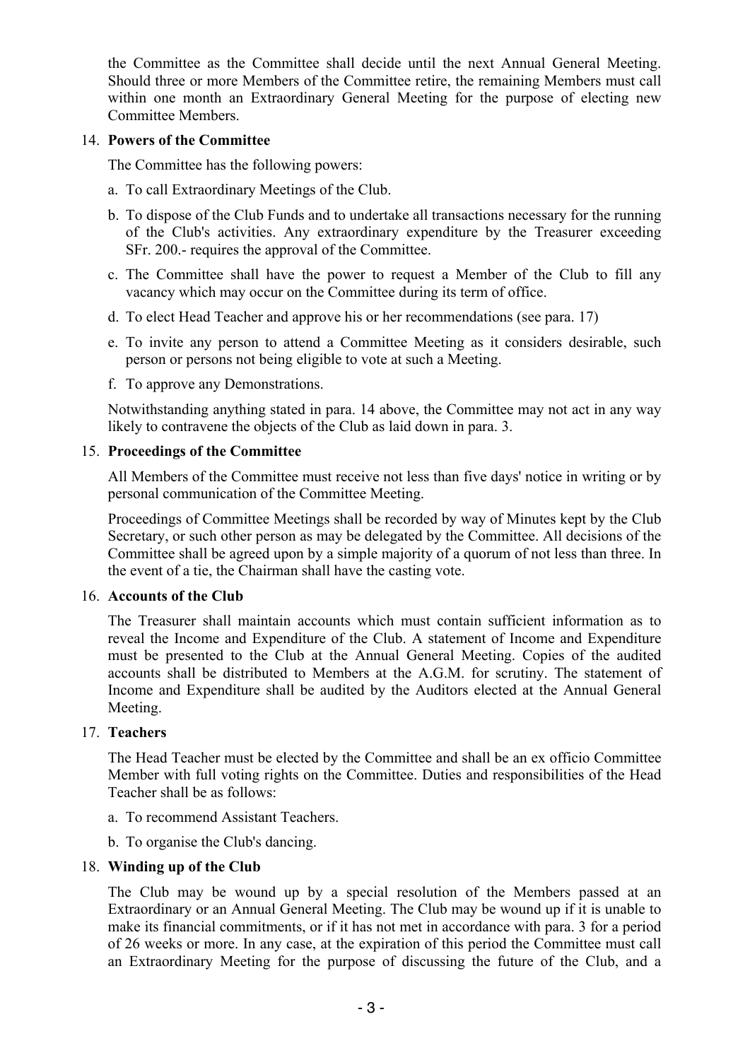the Committee as the Committee shall decide until the next Annual General Meeting. Should three or more Members of the Committee retire, the remaining Members must call within one month an Extraordinary General Meeting for the purpose of electing new Committee Members.

14. **Powers of the Committee**

    The Committee has the following powers:

    a. To call Extraordinary Meetings of the Club.

    b. To dispose of the Club Funds and to undertake all transactions necessary for the running of the Club's activities. Any extraordinary expenditure by the Treasurer exceeding SFr. 200.- requires the approval of the Committee.

    c. The Committee shall have the power to request a Member of the Club to fill any vacancy which may occur on the Committee during its term of office.

    d. To elect Head Teacher and approve his or her recommendations (see para. 17)

    e. To invite any person to attend a Committee Meeting as it considers desirable, such person or persons not being eligible to vote at such a Meeting.

    f. To approve any Demonstrations.

    Notwithstanding anything stated in para. 14 above, the Committee may not act in any way likely to contravene the objects of the Club as laid down in para. 3.

15. **Proceedings of the Committee**

    All Members of the Committee must receive not less than five days' notice in writing or by personal communication of the Committee Meeting.

    Proceedings of Committee Meetings shall be recorded by way of Minutes kept by the Club Secretary, or such other person as may be delegated by the Committee. All decisions of the Committee shall be agreed upon by a simple majority of a quorum of not less than three. In the event of a tie, the Chairman shall have the casting vote.

16. **Accounts of the Club**

    The Treasurer shall maintain accounts which must contain sufficient information as to reveal the Income and Expenditure of the Club. A statement of Income and Expenditure must be presented to the Club at the Annual General Meeting. Copies of the audited accounts shall be distributed to Members at the A.G.M. for scrutiny. The statement of Income and Expenditure shall be audited by the Auditors elected at the Annual General Meeting.

17. **Teachers**

    The Head Teacher must be elected by the Committee and shall be an ex officio Committee Member with full voting rights on the Committee. Duties and responsibilities of the Head Teacher shall be as follows:

    a. To recommend Assistant Teachers.

    b. To organise the Club's dancing.

18. **Winding up of the Club**

    The Club may be wound up by a special resolution of the Members passed at an Extraordinary or an Annual General Meeting. The Club may be wound up if it is unable to make its financial commitments, or if it has not met in accordance with para. 3 for a period of 26 weeks or more. In any case, at the expiration of this period the Committee must call an Extraordinary Meeting for the purpose of discussing the future of the Club, and a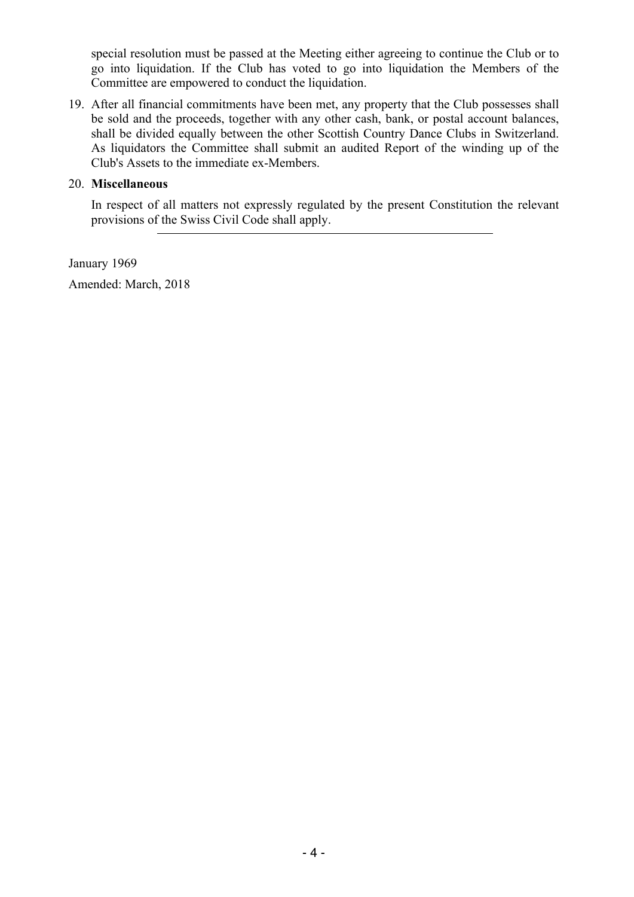special resolution must be passed at the Meeting either agreeing to continue the Club or to go into liquidation. If the Club has voted to go into liquidation the Members of the Committee are empowered to conduct the liquidation.

19. After all financial commitments have been met, any property that the Club possesses shall be sold and the proceeds, together with any other cash, bank, or postal account balances, shall be divided equally between the other Scottish Country Dance Clubs in Switzerland. As liquidators the Committee shall submit an audited Report of the winding up of the Club's Assets to the immediate ex-Members.

20. **Miscellaneous**

    In respect of all matters not expressly regulated by the present Constitution the relevant provisions of the Swiss Civil Code shall apply.

---

January 1969

Amended: March, 2018